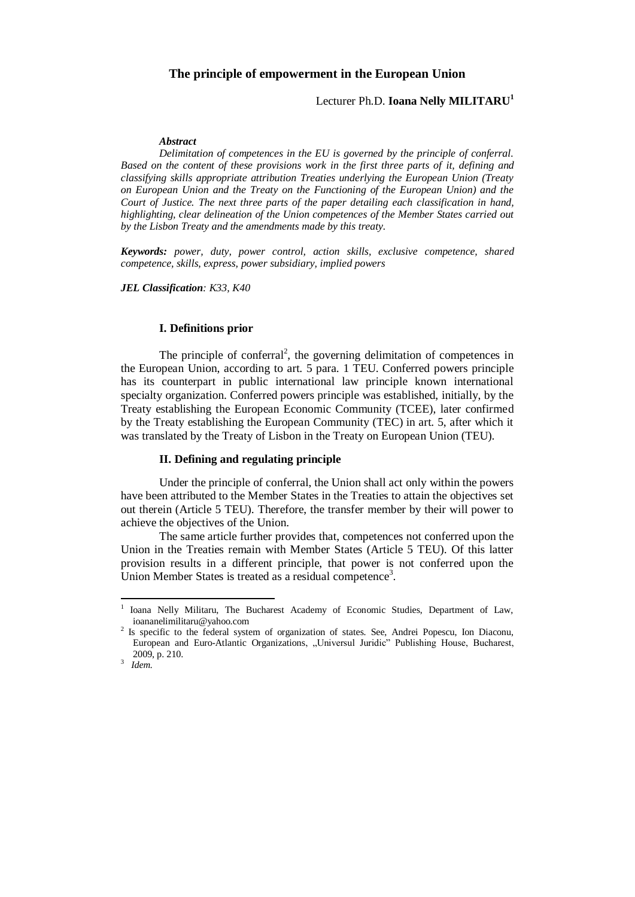# The principle of empowerment in the European Union

Lecturer Ph.D. **Ioana Nelly MILITARU**[1]

***Abstract***

*Delimitation of competences in the EU is governed by the principle of conferral. Based on the content of these provisions work in the first three parts of it, defining and classifying skills appropriate attribution Treaties underlying the European Union (Treaty on European Union and the Treaty on the Functioning of the European Union) and the Court of Justice. The next three parts of the paper detailing each classification in hand, highlighting, clear delineation of the Union competences of the Member States carried out by the Lisbon Treaty and the amendments made by this treaty.*

***Keywords:*** *power, duty, power control, action skills, exclusive competence, shared competence, skills, express, power subsidiary, implied powers*

***JEL Classification****: K33, K40*

## I. Definitions prior

The principle of conferral[2], the governing delimitation of competences in the European Union, according to art. 5 para. 1 TEU. Conferred powers principle has its counterpart in public international law principle known international specialty organization. Conferred powers principle was established, initially, by the Treaty establishing the European Economic Community (TCEE), later confirmed by the Treaty establishing the European Community (TEC) in art. 5, after which it was translated by the Treaty of Lisbon in the Treaty on European Union (TEU).

## II. Defining and regulating principle

Under the principle of conferral, the Union shall act only within the powers have been attributed to the Member States in the Treaties to attain the objectives set out therein (Article 5 TEU). Therefore, the transfer member by their will power to achieve the objectives of the Union.

The same article further provides that, competences not conferred upon the Union in the Treaties remain with Member States (Article 5 TEU). Of this latter provision results in a different principle, that power is not conferred upon the Union Member States is treated as a residual competence[3].

---

[1] Ioana Nelly Militaru, The Bucharest Academy of Economic Studies, Department of Law, ioananelimilitaru@yahoo.com

[2] Is specific to the federal system of organization of states. See, Andrei Popescu, Ion Diaconu, European and Euro-Atlantic Organizations, „Universul Juridic" Publishing House, Bucharest, 2009, p. 210.

[3] *Idem.*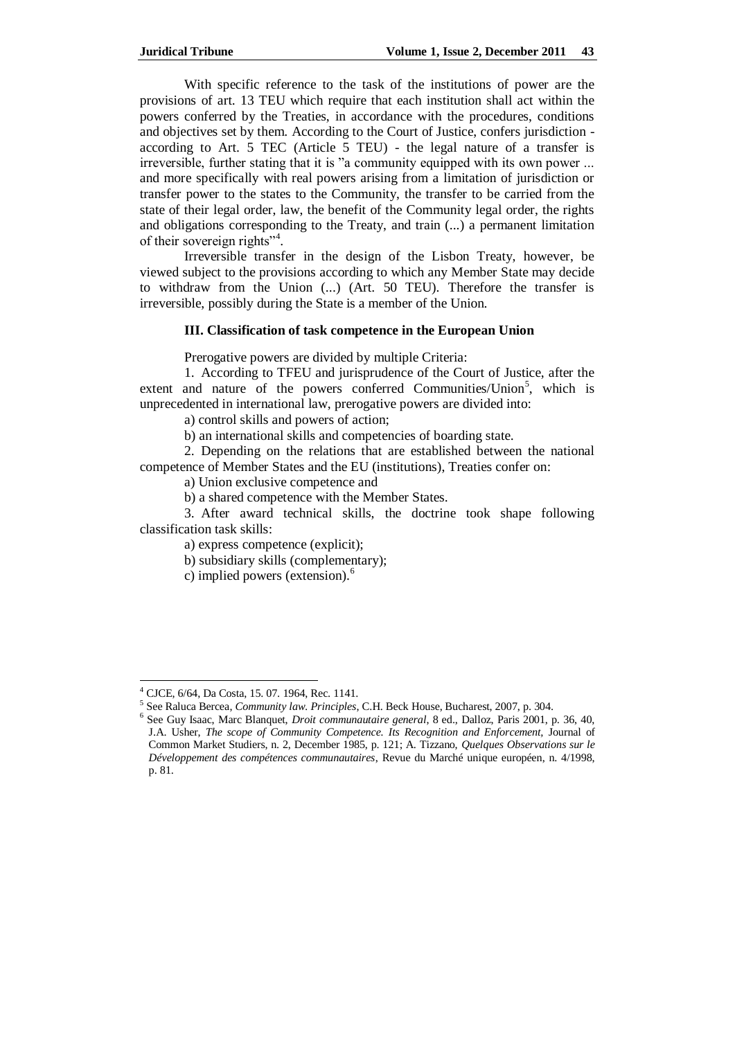With specific reference to the task of the institutions of power are the provisions of art. 13 TEU which require that each institution shall act within the powers conferred by the Treaties, in accordance with the procedures, conditions and objectives set by them. According to the Court of Justice, confers jurisdiction - according to Art. 5 TEC (Article 5 TEU) - the legal nature of a transfer is irreversible, further stating that it is "a community equipped with its own power ... and more specifically with real powers arising from a limitation of jurisdiction or transfer power to the states to the Community, the transfer to be carried from the state of their legal order, law, the benefit of the Community legal order, the rights and obligations corresponding to the Treaty, and train (...) a permanent limitation of their sovereign rights"[4].

Irreversible transfer in the design of the Lisbon Treaty, however, be viewed subject to the provisions according to which any Member State may decide to withdraw from the Union (...) (Art. 50 TEU). Therefore the transfer is irreversible, possibly during the State is a member of the Union.

### III. Classification of task competence in the European Union

Prerogative powers are divided by multiple Criteria:

1. According to TFEU and jurisprudence of the Court of Justice, after the extent and nature of the powers conferred Communities/Union[5], which is unprecedented in international law, prerogative powers are divided into:

a) control skills and powers of action;

b) an international skills and competencies of boarding state.

2. Depending on the relations that are established between the national competence of Member States and the EU (institutions), Treaties confer on:

a) Union exclusive competence and

b) a shared competence with the Member States.

3. After award technical skills, the doctrine took shape following classification task skills:

a) express competence (explicit);

b) subsidiary skills (complementary);

c) implied powers (extension).[6]

---

[4] CJCE, 6/64, Da Costa, 15. 07. 1964, Rec. 1141.

[5] See Raluca Bercea, *Community law. Principles*, C.H. Beck House, Bucharest, 2007, p. 304.

[6] See Guy Isaac, Marc Blanquet, *Droit communautaire general*, 8 ed., Dalloz, Paris 2001, p. 36, 40, J.A. Usher, *The scope of Community Competence. Its Recognition and Enforcement*, Journal of Common Market Studiers, n. 2, December 1985, p. 121; A. Tizzano, *Quelques Observations sur le Développement des compétences communautaires*, Revue du Marché unique européen, n. 4/1998, p. 81.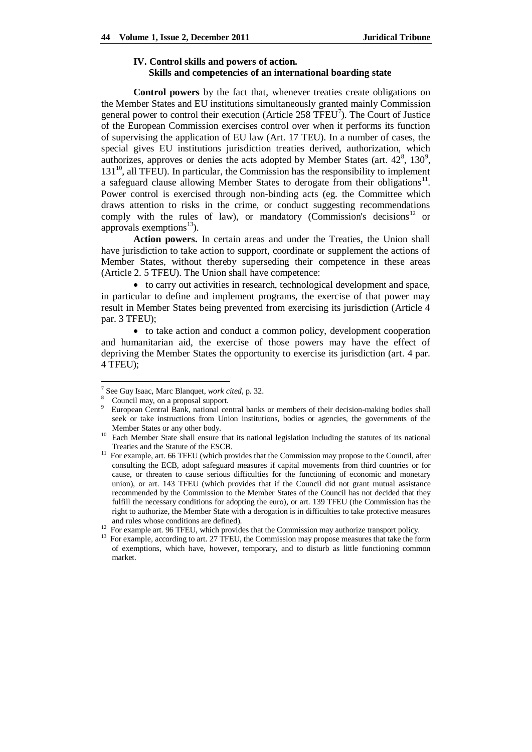## IV. Control skills and powers of action. Skills and competencies of an international boarding state

**Control powers** by the fact that, whenever treaties create obligations on the Member States and EU institutions simultaneously granted mainly Commission general power to control their execution (Article 258 TFEU[7]). The Court of Justice of the European Commission exercises control over when it performs its function of supervising the application of EU law (Art. 17 TEU). In a number of cases, the special gives EU institutions jurisdiction treaties derived, authorization, which authorizes, approves or denies the acts adopted by Member States (art. 42[8], 130[9], 131[10], all TFEU). In particular, the Commission has the responsibility to implement a safeguard clause allowing Member States to derogate from their obligations[11]. Power control is exercised through non-binding acts (eg. the Committee which draws attention to risks in the crime, or conduct suggesting recommendations comply with the rules of law), or mandatory (Commission's decisions[12] or approvals exemptions[13]).

**Action powers.** In certain areas and under the Treaties, the Union shall have jurisdiction to take action to support, coordinate or supplement the actions of Member States, without thereby superseding their competence in these areas (Article 2. 5 TFEU). The Union shall have competence:

- to carry out activities in research, technological development and space, in particular to define and implement programs, the exercise of that power may result in Member States being prevented from exercising its jurisdiction (Article 4 par. 3 TFEU);
- to take action and conduct a common policy, development cooperation and humanitarian aid, the exercise of those powers may have the effect of depriving the Member States the opportunity to exercise its jurisdiction (art. 4 par. 4 TFEU);

---

[7] See Guy Isaac, Marc Blanquet, *work cited*, p. 32.

[8] Council may, on a proposal support.

[9] European Central Bank, national central banks or members of their decision-making bodies shall seek or take instructions from Union institutions, bodies or agencies, the governments of the Member States or any other body.

[10] Each Member State shall ensure that its national legislation including the statutes of its national Treaties and the Statute of the ESCB.

[11] For example, art. 66 TFEU (which provides that the Commission may propose to the Council, after consulting the ECB, adopt safeguard measures if capital movements from third countries or for cause, or threaten to cause serious difficulties for the functioning of economic and monetary union), or art. 143 TFEU (which provides that if the Council did not grant mutual assistance recommended by the Commission to the Member States of the Council has not decided that they fulfill the necessary conditions for adopting the euro), or art. 139 TFEU (the Commission has the right to authorize, the Member State with a derogation is in difficulties to take protective measures and rules whose conditions are defined).

[12] For example art. 96 TFEU, which provides that the Commission may authorize transport policy.

[13] For example, according to art. 27 TFEU, the Commission may propose measures that take the form of exemptions, which have, however, temporary, and to disturb as little functioning common market.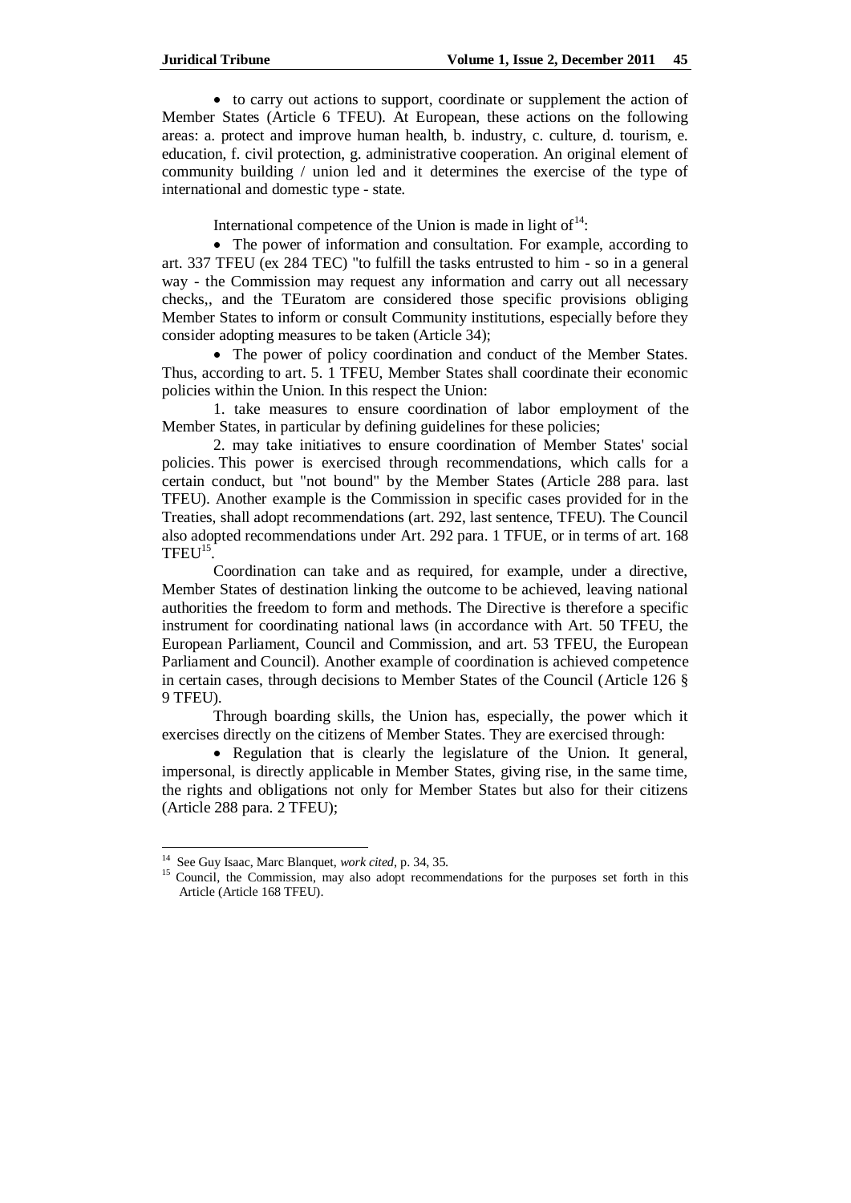- to carry out actions to support, coordinate or supplement the action of Member States (Article 6 TFEU). At European, these actions on the following areas: a. protect and improve human health, b. industry, c. culture, d. tourism, e. education, f. civil protection, g. administrative cooperation. An original element of community building / union led and it determines the exercise of the type of international and domestic type - state.

International competence of the Union is made in light of[14]:

- The power of information and consultation. For example, according to art. 337 TFEU (ex 284 TEC) "to fulfill the tasks entrusted to him - so in a general way - the Commission may request any information and carry out all necessary checks,, and the TEuratom are considered those specific provisions obliging Member States to inform or consult Community institutions, especially before they consider adopting measures to be taken (Article 34);
- The power of policy coordination and conduct of the Member States. Thus, according to art. 5. 1 TFEU, Member States shall coordinate their economic policies within the Union. In this respect the Union:

1. take measures to ensure coordination of labor employment of the Member States, in particular by defining guidelines for these policies;
2. may take initiatives to ensure coordination of Member States' social policies. This power is exercised through recommendations, which calls for a certain conduct, but "not bound" by the Member States (Article 288 para. last TFEU). Another example is the Commission in specific cases provided for in the Treaties, shall adopt recommendations (art. 292, last sentence, TFEU). The Council also adopted recommendations under Art. 292 para. 1 TFUE, or in terms of art. 168 TFEU[15].

Coordination can take and as required, for example, under a directive, Member States of destination linking the outcome to be achieved, leaving national authorities the freedom to form and methods. The Directive is therefore a specific instrument for coordinating national laws (in accordance with Art. 50 TFEU, the European Parliament, Council and Commission, and art. 53 TFEU, the European Parliament and Council). Another example of coordination is achieved competence in certain cases, through decisions to Member States of the Council (Article 126 § 9 TFEU).

Through boarding skills, the Union has, especially, the power which it exercises directly on the citizens of Member States. They are exercised through:

- Regulation that is clearly the legislature of the Union. It general, impersonal, is directly applicable in Member States, giving rise, in the same time, the rights and obligations not only for Member States but also for their citizens (Article 288 para. 2 TFEU);

---

[14] See Guy Isaac, Marc Blanquet, *work cited*, p. 34, 35.

[15] Council, the Commission, may also adopt recommendations for the purposes set forth in this Article (Article 168 TFEU).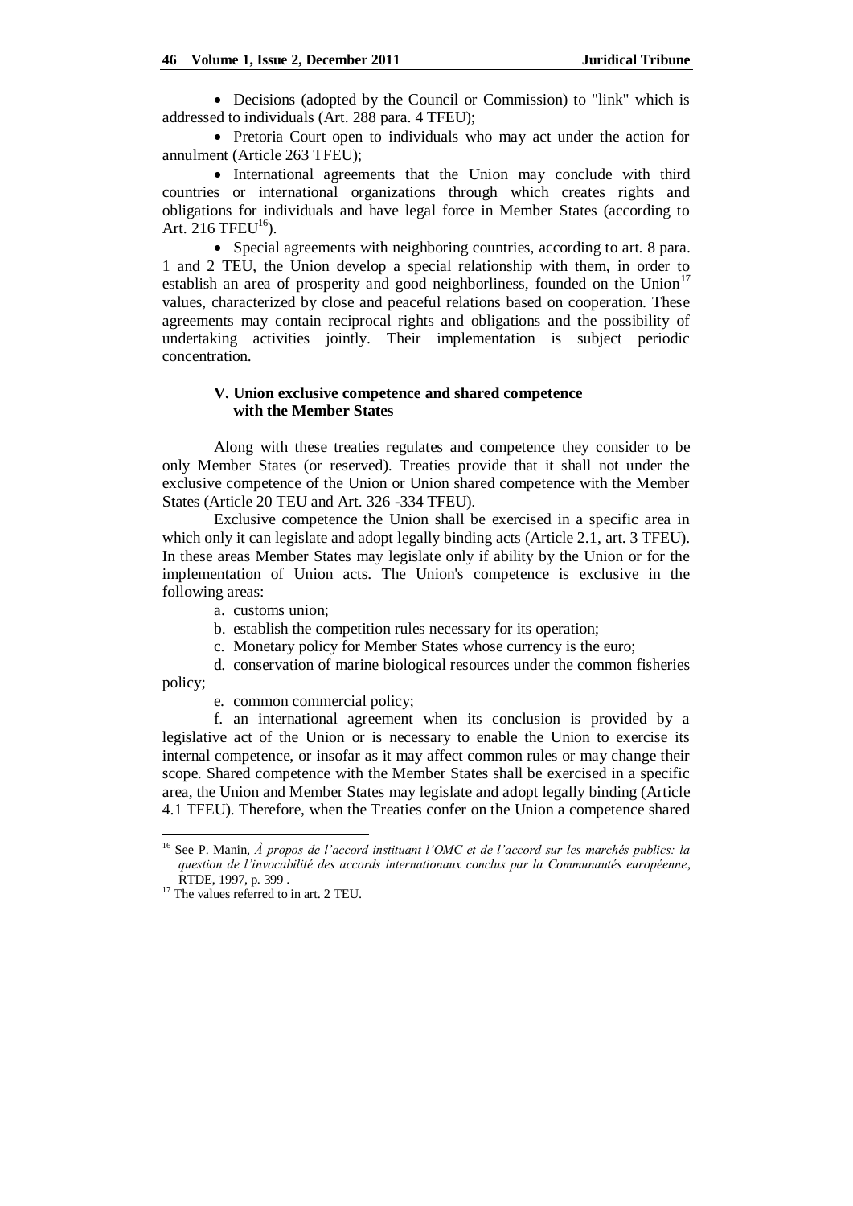- Decisions (adopted by the Council or Commission) to "link" which is addressed to individuals (Art. 288 para. 4 TFEU);
- Pretoria Court open to individuals who may act under the action for annulment (Article 263 TFEU);
- International agreements that the Union may conclude with third countries or international organizations through which creates rights and obligations for individuals and have legal force in Member States (according to Art. 216 TFEU[16]).
- Special agreements with neighboring countries, according to art. 8 para. 1 and 2 TEU, the Union develop a special relationship with them, in order to establish an area of prosperity and good neighborliness, founded on the Union[17] values, characterized by close and peaceful relations based on cooperation. These agreements may contain reciprocal rights and obligations and the possibility of undertaking activities jointly. Their implementation is subject periodic concentration.

### V. Union exclusive competence and shared competence with the Member States

Along with these treaties regulates and competence they consider to be only Member States (or reserved). Treaties provide that it shall not under the exclusive competence of the Union or Union shared competence with the Member States (Article 20 TEU and Art. 326 -334 TFEU).

Exclusive competence the Union shall be exercised in a specific area in which only it can legislate and adopt legally binding acts (Article 2.1, art. 3 TFEU). In these areas Member States may legislate only if ability by the Union or for the implementation of Union acts. The Union's competence is exclusive in the following areas:

a. customs union;

b. establish the competition rules necessary for its operation;

c. Monetary policy for Member States whose currency is the euro;

d. conservation of marine biological resources under the common fisheries policy;

e. common commercial policy;

f. an international agreement when its conclusion is provided by a legislative act of the Union or is necessary to enable the Union to exercise its internal competence, or insofar as it may affect common rules or may change their scope. Shared competence with the Member States shall be exercised in a specific area, the Union and Member States may legislate and adopt legally binding (Article 4.1 TFEU). Therefore, when the Treaties confer on the Union a competence shared

---

[16] See P. Manin, *À propos de l'accord instituant l'OMC et de l'accord sur les marchés publics: la question de l'invocabilité des accords internationaux conclus par la Communautés européenne*, RTDE, 1997, p. 399 .

[17] The values referred to in art. 2 TEU.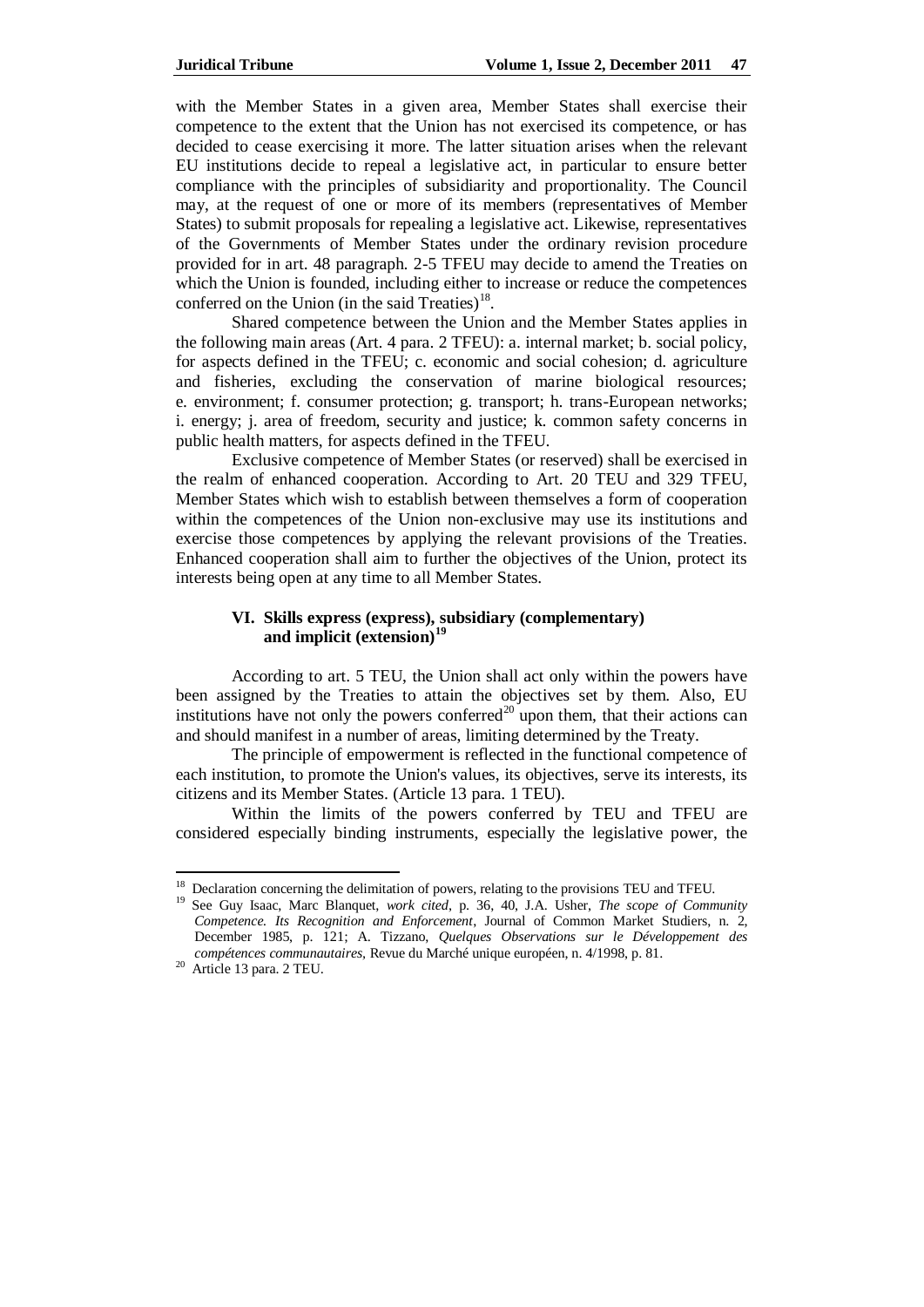with the Member States in a given area, Member States shall exercise their competence to the extent that the Union has not exercised its competence, or has decided to cease exercising it more. The latter situation arises when the relevant EU institutions decide to repeal a legislative act, in particular to ensure better compliance with the principles of subsidiarity and proportionality. The Council may, at the request of one or more of its members (representatives of Member States) to submit proposals for repealing a legislative act. Likewise, representatives of the Governments of Member States under the ordinary revision procedure provided for in art. 48 paragraph. 2-5 TFEU may decide to amend the Treaties on which the Union is founded, including either to increase or reduce the competences conferred on the Union (in the said Treaties)[18].

Shared competence between the Union and the Member States applies in the following main areas (Art. 4 para. 2 TFEU): a. internal market; b. social policy, for aspects defined in the TFEU; c. economic and social cohesion; d. agriculture and fisheries, excluding the conservation of marine biological resources; e. environment; f. consumer protection; g. transport; h. trans-European networks; i. energy; j. area of freedom, security and justice; k. common safety concerns in public health matters, for aspects defined in the TFEU.

Exclusive competence of Member States (or reserved) shall be exercised in the realm of enhanced cooperation. According to Art. 20 TEU and 329 TFEU, Member States which wish to establish between themselves a form of cooperation within the competences of the Union non-exclusive may use its institutions and exercise those competences by applying the relevant provisions of the Treaties. Enhanced cooperation shall aim to further the objectives of the Union, protect its interests being open at any time to all Member States.

## VI. Skills express (express), subsidiary (complementary) and implicit (extension)[19]

According to art. 5 TEU, the Union shall act only within the powers have been assigned by the Treaties to attain the objectives set by them. Also, EU institutions have not only the powers conferred[20] upon them, that their actions can and should manifest in a number of areas, limiting determined by the Treaty.

The principle of empowerment is reflected in the functional competence of each institution, to promote the Union's values, its objectives, serve its interests, its citizens and its Member States. (Article 13 para. 1 TEU).

Within the limits of the powers conferred by TEU and TFEU are considered especially binding instruments, especially the legislative power, the

---

[18] Declaration concerning the delimitation of powers, relating to the provisions TEU and TFEU.

[19] See Guy Isaac, Marc Blanquet, *work cited*, p. 36, 40, J.A. Usher, *The scope of Community Competence. Its Recognition and Enforcement*, Journal of Common Market Studiers, n. 2, December 1985, p. 121; A. Tizzano, *Quelques Observations sur le Développement des compétences communautaires*, Revue du Marché unique européen, n. 4/1998, p. 81.

[20] Article 13 para. 2 TEU.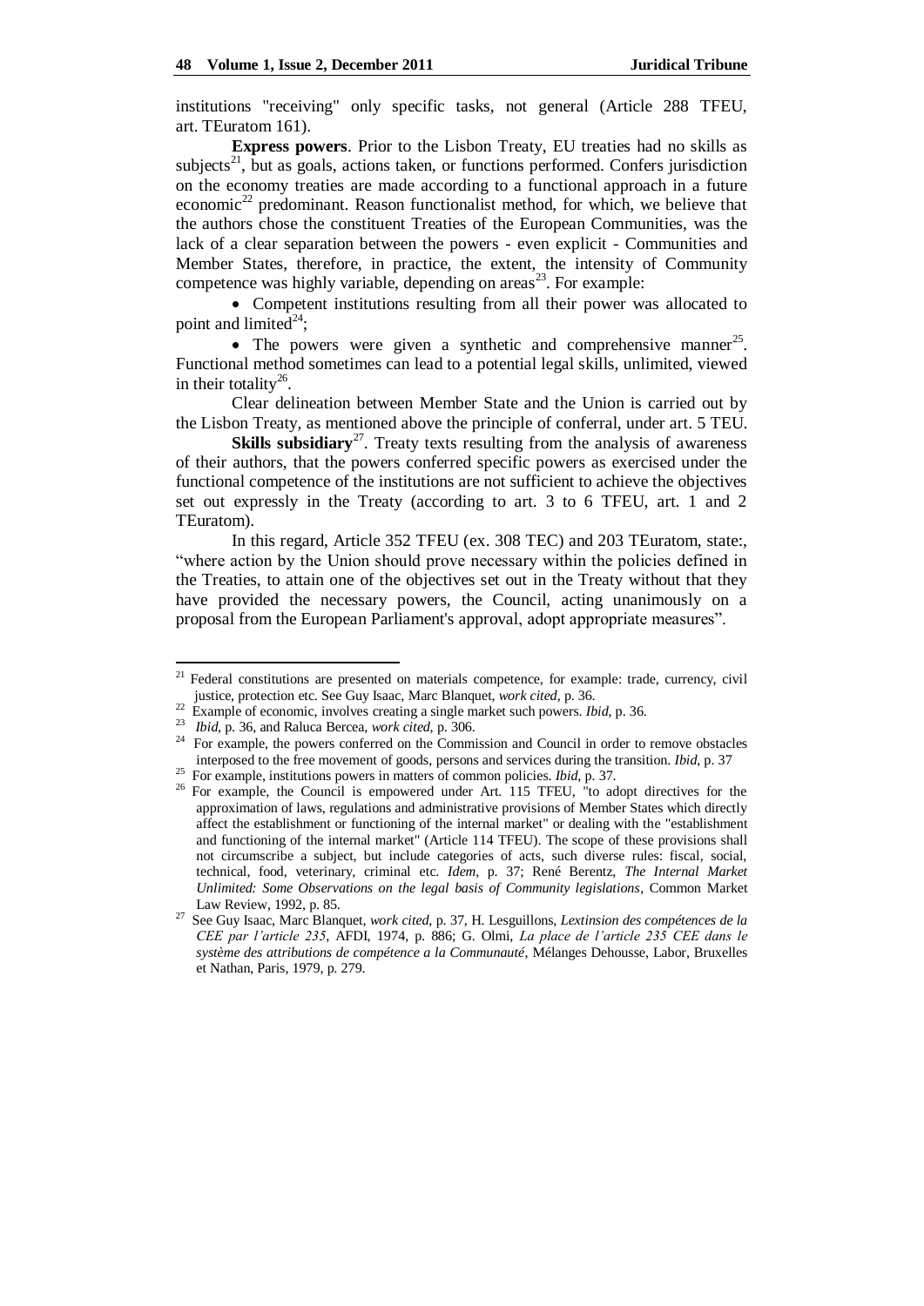institutions "receiving" only specific tasks, not general (Article 288 TFEU, art. TEuratom 161).

**Express powers**. Prior to the Lisbon Treaty, EU treaties had no skills as subjects[21], but as goals, actions taken, or functions performed. Confers jurisdiction on the economy treaties are made according to a functional approach in a future economic[22] predominant. Reason functionalist method, for which, we believe that the authors chose the constituent Treaties of the European Communities, was the lack of a clear separation between the powers - even explicit - Communities and Member States, therefore, in practice, the extent, the intensity of Community competence was highly variable, depending on areas[23]. For example:

- Competent institutions resulting from all their power was allocated to point and limited[24];
- The powers were given a synthetic and comprehensive manner[25]. Functional method sometimes can lead to a potential legal skills, unlimited, viewed in their totality[26].

Clear delineation between Member State and the Union is carried out by the Lisbon Treaty, as mentioned above the principle of conferral, under art. 5 TEU.

**Skills subsidiary**[27]. Treaty texts resulting from the analysis of awareness of their authors, that the powers conferred specific powers as exercised under the functional competence of the institutions are not sufficient to achieve the objectives set out expressly in the Treaty (according to art. 3 to 6 TFEU, art. 1 and 2 TEuratom).

In this regard, Article 352 TFEU (ex. 308 TEC) and 203 TEuratom, state:, "where action by the Union should prove necessary within the policies defined in the Treaties, to attain one of the objectives set out in the Treaty without that they have provided the necessary powers, the Council, acting unanimously on a proposal from the European Parliament's approval, adopt appropriate measures".

---

[21] Federal constitutions are presented on materials competence, for example: trade, currency, civil justice, protection etc. See Guy Isaac, Marc Blanquet, *work cited*, p. 36.

[22] Example of economic, involves creating a single market such powers. *Ibid*, p. 36.

[23] *Ibid*, p. 36, and Raluca Bercea, *work cited*, p. 306.

[24] For example, the powers conferred on the Commission and Council in order to remove obstacles interposed to the free movement of goods, persons and services during the transition. *Ibid*, p. 37

[25] For example, institutions powers in matters of common policies. *Ibid*, p. 37.

[26] For example, the Council is empowered under Art. 115 TFEU, "to adopt directives for the approximation of laws, regulations and administrative provisions of Member States which directly affect the establishment or functioning of the internal market" or dealing with the "establishment and functioning of the internal market" (Article 114 TFEU). The scope of these provisions shall not circumscribe a subject, but include categories of acts, such diverse rules: fiscal, social, technical, food, veterinary, criminal etc. *Idem*, p. 37; René Berentz, *The Internal Market Unlimited: Some Observations on the legal basis of Community legislations*, Common Market Law Review, 1992, p. 85.

[27] See Guy Isaac, Marc Blanquet, *work cited*, p. 37, H. Lesguillons, *Lextinsion des compétences de la CEE par l'article 235*, AFDI, 1974, p. 886; G. Olmi, *La place de l'article 235 CEE dans le système des attributions de compétence a la Communauté*, Mélanges Dehousse, Labor, Bruxelles et Nathan, Paris, 1979, p. 279.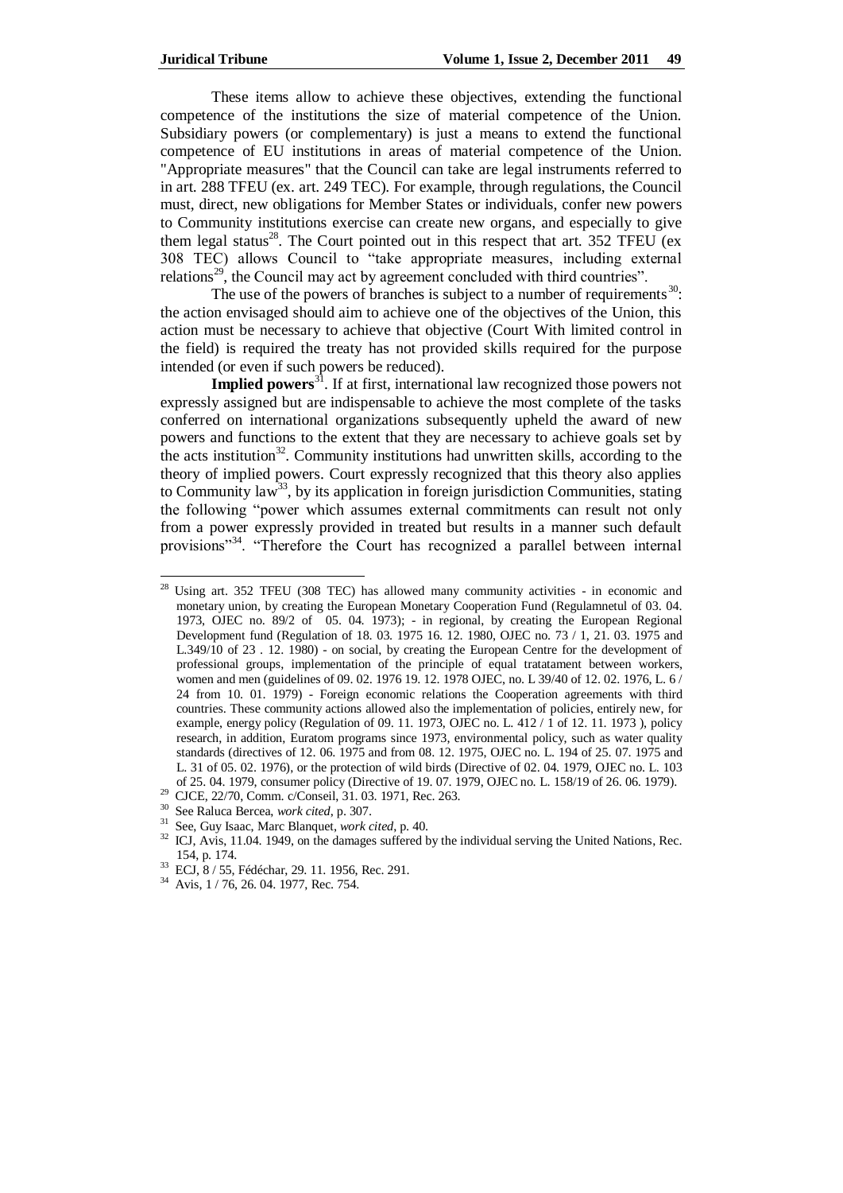These items allow to achieve these objectives, extending the functional competence of the institutions the size of material competence of the Union. Subsidiary powers (or complementary) is just a means to extend the functional competence of EU institutions in areas of material competence of the Union. "Appropriate measures" that the Council can take are legal instruments referred to in art. 288 TFEU (ex. art. 249 TEC). For example, through regulations, the Council must, direct, new obligations for Member States or individuals, confer new powers to Community institutions exercise can create new organs, and especially to give them legal status[28]. The Court pointed out in this respect that art. 352 TFEU (ex 308 TEC) allows Council to "take appropriate measures, including external relations[29], the Council may act by agreement concluded with third countries".

The use of the powers of branches is subject to a number of requirements[30]: the action envisaged should aim to achieve one of the objectives of the Union, this action must be necessary to achieve that objective (Court With limited control in the field) is required the treaty has not provided skills required for the purpose intended (or even if such powers be reduced).

**Implied powers**[31]. If at first, international law recognized those powers not expressly assigned but are indispensable to achieve the most complete of the tasks conferred on international organizations subsequently upheld the award of new powers and functions to the extent that they are necessary to achieve goals set by the acts institution[32]. Community institutions had unwritten skills, according to the theory of implied powers. Court expressly recognized that this theory also applies to Community law[33], by its application in foreign jurisdiction Communities, stating the following "power which assumes external commitments can result not only from a power expressly provided in treated but results in a manner such default provisions"[34]. "Therefore the Court has recognized a parallel between internal

---

[28] Using art. 352 TFEU (308 TEC) has allowed many community activities - in economic and monetary union, by creating the European Monetary Cooperation Fund (Regulamnetul of 03. 04. 1973, OJEC no. 89/2 of 05. 04. 1973); - in regional, by creating the European Regional Development fund (Regulation of 18. 03. 1975 16. 12. 1980, OJEC no. 73 / 1, 21. 03. 1975 and L.349/10 of 23 . 12. 1980) - on social, by creating the European Centre for the development of professional groups, implementation of the principle of equal tratatament between workers, women and men (guidelines of 09. 02. 1976 19. 12. 1978 OJEC, no. L 39/40 of 12. 02. 1976, L. 6 / 24 from 10. 01. 1979) - Foreign economic relations the Cooperation agreements with third countries. These community actions allowed also the implementation of policies, entirely new, for example, energy policy (Regulation of 09. 11. 1973, OJEC no. L. 412 / 1 of 12. 11. 1973 ), policy research, in addition, Euratom programs since 1973, environmental policy, such as water quality standards (directives of 12. 06. 1975 and from 08. 12. 1975, OJEC no. L. 194 of 25. 07. 1975 and L. 31 of 05. 02. 1976), or the protection of wild birds (Directive of 02. 04. 1979, OJEC no. L. 103 of 25. 04. 1979, consumer policy (Directive of 19. 07. 1979, OJEC no. L. 158/19 of 26. 06. 1979).

[29] CJCE, 22/70, Comm. c/Conseil, 31. 03. 1971, Rec. 263.

[30] See Raluca Bercea, *work cited*, p. 307.

[31] See, Guy Isaac, Marc Blanquet, *work cited*, p. 40.

[32] ICJ, Avis, 11.04. 1949, on the damages suffered by the individual serving the United Nations, Rec. 154, p. 174.

[33] ECJ, 8 / 55, Fédéchar, 29. 11. 1956, Rec. 291.

[34] Avis, 1 / 76, 26. 04. 1977, Rec. 754.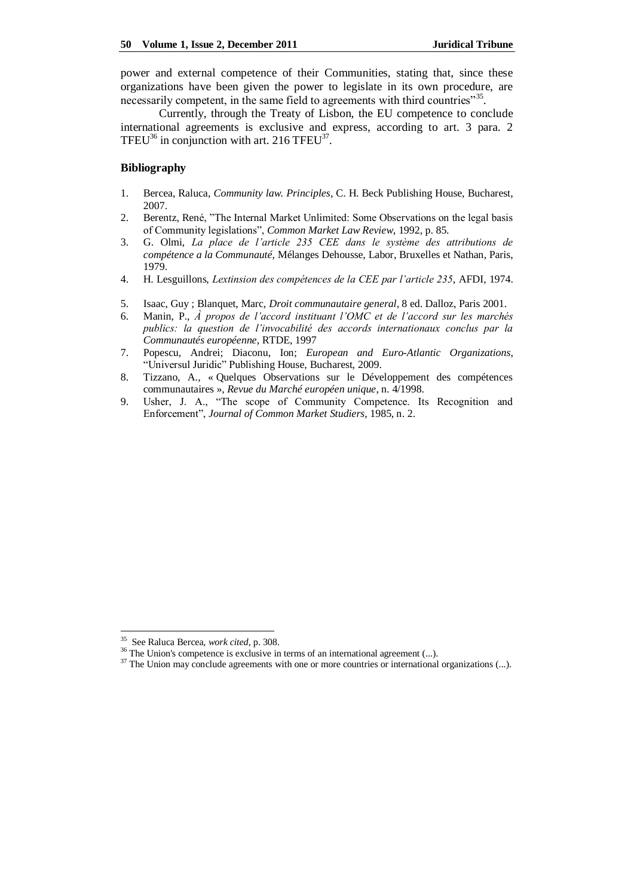power and external competence of their Communities, stating that, since these organizations have been given the power to legislate in its own procedure, are necessarily competent, in the same field to agreements with third countries"[35].

Currently, through the Treaty of Lisbon, the EU competence to conclude international agreements is exclusive and express, according to art. 3 para. 2 TFEU[36] in conjunction with art. 216 TFEU[37].

**Bibliography**

1. Bercea, Raluca, *Community law. Principles*, C. H. Beck Publishing House, Bucharest, 2007.
2. Berentz, René, "The Internal Market Unlimited: Some Observations on the legal basis of Community legislations", *Common Market Law Review*, 1992, p. 85.
3. G. Olmi, *La place de l'article 235 CEE dans le système des attributions de compétence a la Communauté*, Mélanges Dehousse, Labor, Bruxelles et Nathan, Paris, 1979.
4. H. Lesguillons, *Lextinsion des compétences de la CEE par l'article 235*, AFDI, 1974.
5. Isaac, Guy ; Blanquet, Marc, *Droit communautaire general*, 8 ed. Dalloz, Paris 2001.
6. Manin, P., *À propos de l'accord instituant l'OMC et de l'accord sur les marchés publics: la question de l'invocabilité des accords internationaux conclus par la Communautés européenne*, RTDE, 1997
7. Popescu, Andrei; Diaconu, Ion; *European and Euro-Atlantic Organizations*, "Universul Juridic" Publishing House, Bucharest, 2009.
8. Tizzano, A., « Quelques Observations sur le Développement des compétences communautaires », *Revue du Marché européen unique*, n. 4/1998.
9. Usher, J. A., "The scope of Community Competence. Its Recognition and Enforcement", *Journal of Common Market Studiers*, 1985, n. 2.

---

[35] See Raluca Bercea, *work cited*, p. 308.

[36] The Union's competence is exclusive in terms of an international agreement (...).

[37] The Union may conclude agreements with one or more countries or international organizations (...).